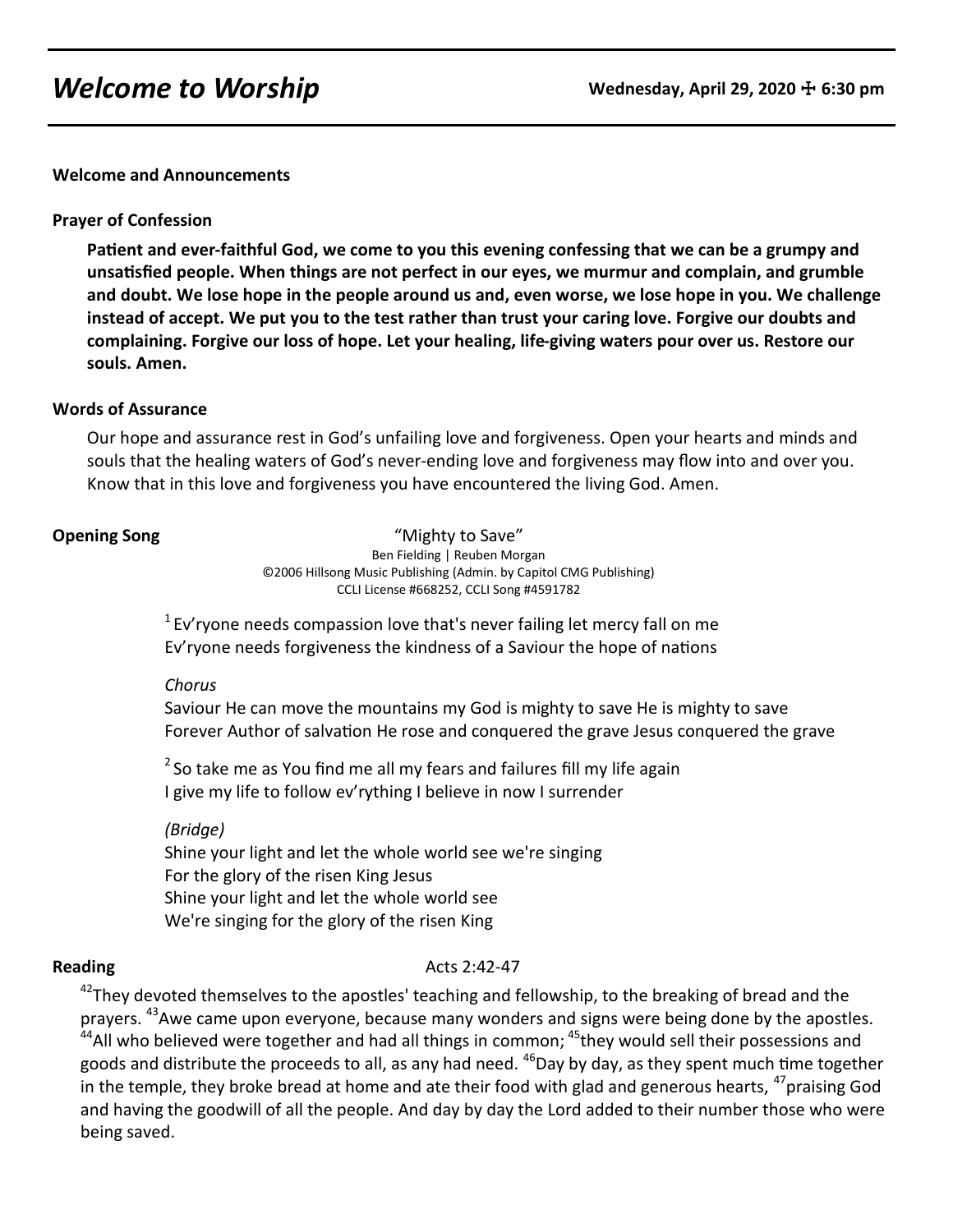# *Welcome to Worship*

**Wednesday, April 29, 2020 ☩ 6:30 pm**

**Welcome and Announcements**

**Prayer of Confession**

**Patient and ever-faithful God, we come to you this evening confessing that we can be a grumpy and unsatisfied people. When things are not perfect in our eyes, we murmur and complain, and grumble and doubt. We lose hope in the people around us and, even worse, we lose hope in you. We challenge instead of accept. We put you to the test rather than trust your caring love. Forgive our doubts and complaining. Forgive our loss of hope. Let your healing, life-giving waters pour over us. Restore our souls. Amen.**

**Words of Assurance**

Our hope and assurance rest in God's unfailing love and forgiveness. Open your hearts and minds and souls that the healing waters of God's never-ending love and forgiveness may flow into and over you. Know that in this love and forgiveness you have encountered the living God. Amen.

**Opening Song** "Mighty to Save"

Ben Fielding | Reuben Morgan
©2006 Hillsong Music Publishing (Admin. by Capitol CMG Publishing)
CCLI License #668252, CCLI Song #4591782

1 Ev'ryone needs compassion love that's never failing let mercy fall on me
Ev'ryone needs forgiveness the kindness of a Saviour the hope of nations

*Chorus*
Saviour He can move the mountains my God is mighty to save He is mighty to save
Forever Author of salvation He rose and conquered the grave Jesus conquered the grave

2 So take me as You find me all my fears and failures fill my life again
I give my life to follow ev'rything I believe in now I surrender

*(Bridge)*
Shine your light and let the whole world see we're singing
For the glory of the risen King Jesus
Shine your light and let the whole world see
We're singing for the glory of the risen King

**Reading** Acts 2:42-47

42They devoted themselves to the apostles' teaching and fellowship, to the breaking of bread and the prayers. 43Awe came upon everyone, because many wonders and signs were being done by the apostles. 44All who believed were together and had all things in common; 45they would sell their possessions and goods and distribute the proceeds to all, as any had need. 46Day by day, as they spent much time together in the temple, they broke bread at home and ate their food with glad and generous hearts, 47praising God and having the goodwill of all the people. And day by day the Lord added to their number those who were being saved.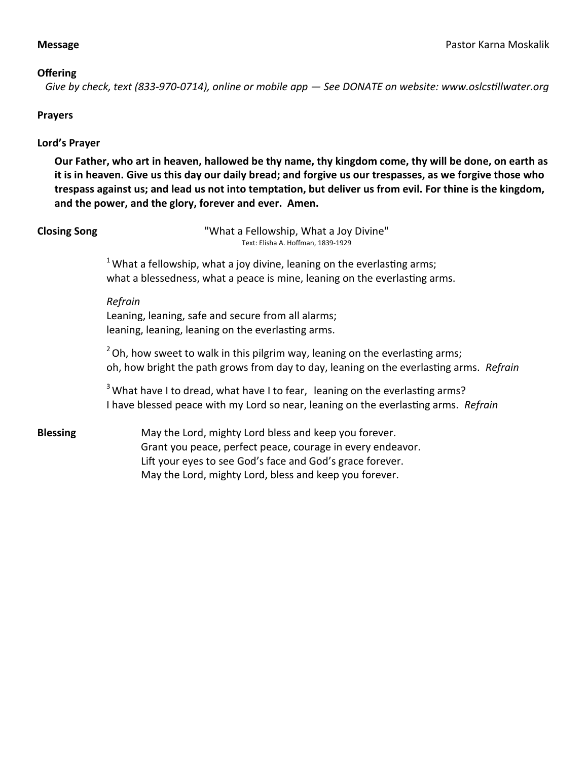**Message** Pastor Karna Moskalik

**Offering**

*Give by check, text (833-970-0714), online or mobile app — See DONATE on website: www.oslcstillwater.org*

**Prayers**

**Lord's Prayer**

**Our Father, who art in heaven, hallowed be thy name, thy kingdom come, thy will be done, on earth as it is in heaven. Give us this day our daily bread; and forgive us our trespasses, as we forgive those who trespass against us; and lead us not into temptation, but deliver us from evil. For thine is the kingdom, and the power, and the glory, forever and ever. Amen.**

**Closing Song** "What a Fellowship, What a Joy Divine"

Text: Elisha A. Hoffman, 1839-1929

[1] What a fellowship, what a joy divine, leaning on the everlasting arms;
what a blessedness, what a peace is mine, leaning on the everlasting arms.

*Refrain*
Leaning, leaning, safe and secure from all alarms;
leaning, leaning, leaning on the everlasting arms.

[2] Oh, how sweet to walk in this pilgrim way, leaning on the everlasting arms;
oh, how bright the path grows from day to day, leaning on the everlasting arms. *Refrain*

[3] What have I to dread, what have I to fear, leaning on the everlasting arms?
I have blessed peace with my Lord so near, leaning on the everlasting arms. *Refrain*

**Blessing**

May the Lord, mighty Lord bless and keep you forever.
Grant you peace, perfect peace, courage in every endeavor.
Lift your eyes to see God's face and God's grace forever.
May the Lord, mighty Lord, bless and keep you forever.